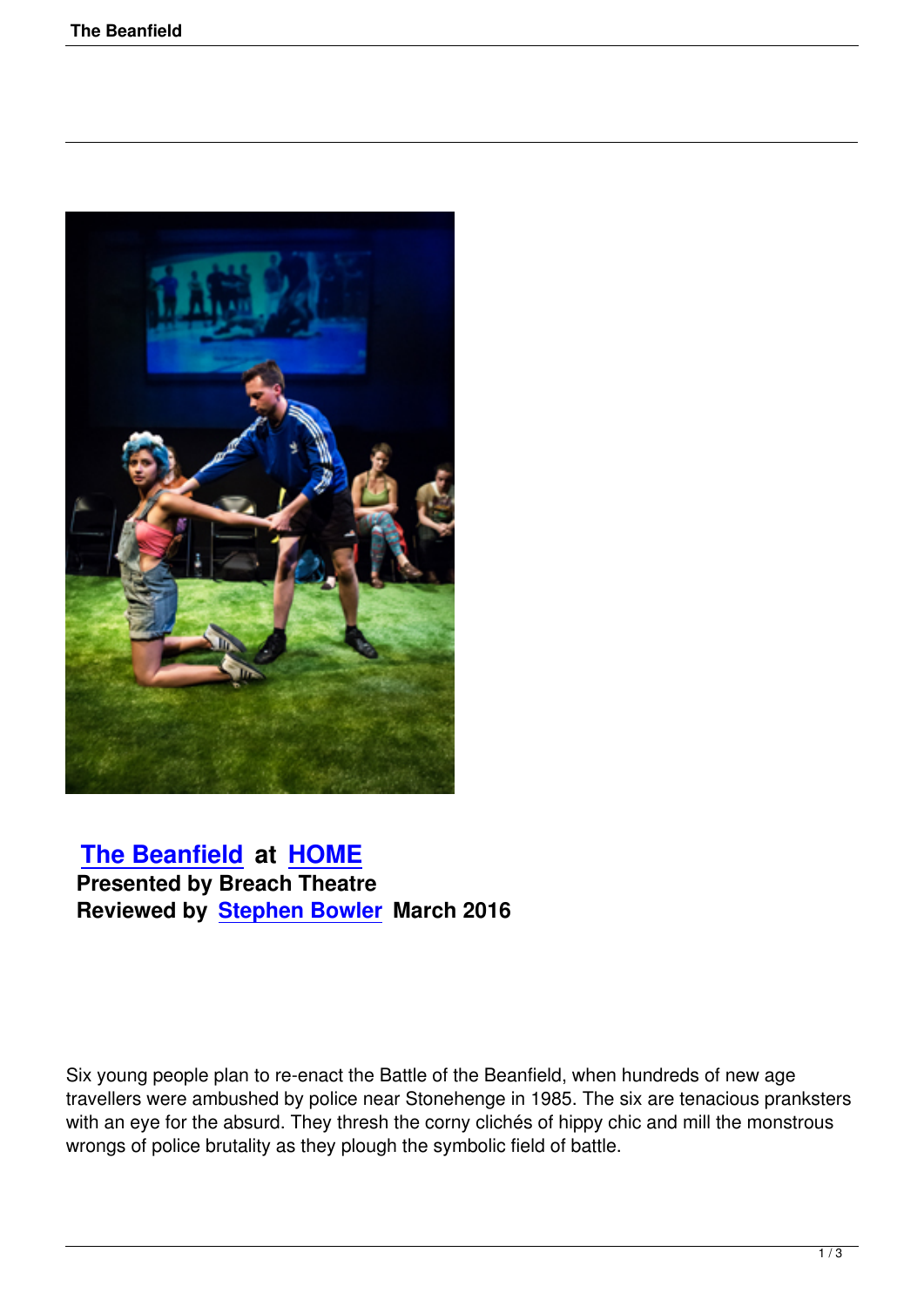**The Beanfield at HOME**
**Presented by Breach Theatre**
**Reviewed by Stephen Bowler March 2016**

Six young people plan to re-enact the Battle of the Beanfield, when hundreds of new age travellers were ambushed by police near Stonehenge in 1985. The six are tenacious pranksters with an eye for the absurd. They thresh the corny clichés of hippy chic and mill the monstrous wrongs of police brutality as they plough the symbolic field of battle.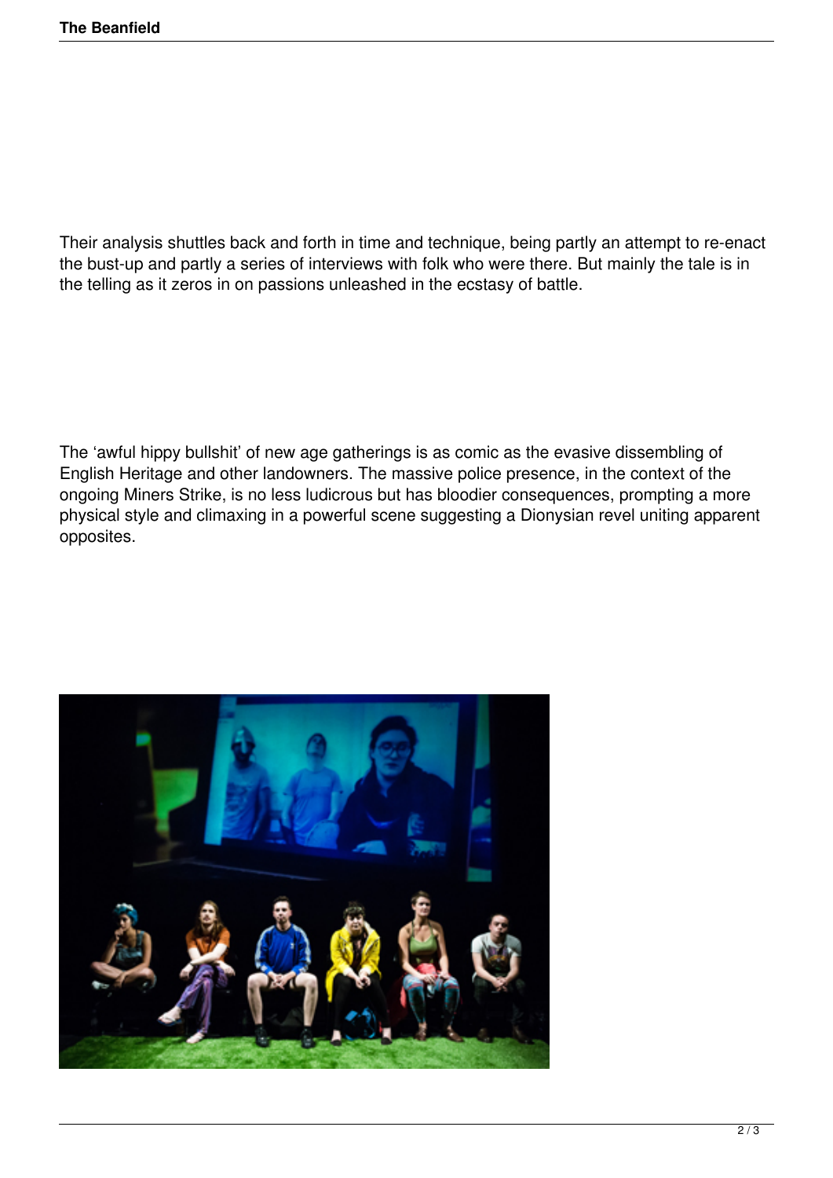Their analysis shuttles back and forth in time and technique, being partly an attempt to re-enact the bust-up and partly a series of interviews with folk who were there. But mainly the tale is in the telling as it zeros in on passions unleashed in the ecstasy of battle.

The 'awful hippy bullshit' of new age gatherings is as comic as the evasive dissembling of English Heritage and other landowners. The massive police presence, in the context of the ongoing Miners Strike, is no less ludicrous but has bloodier consequences, prompting a more physical style and climaxing in a powerful scene suggesting a Dionysian revel uniting apparent opposites.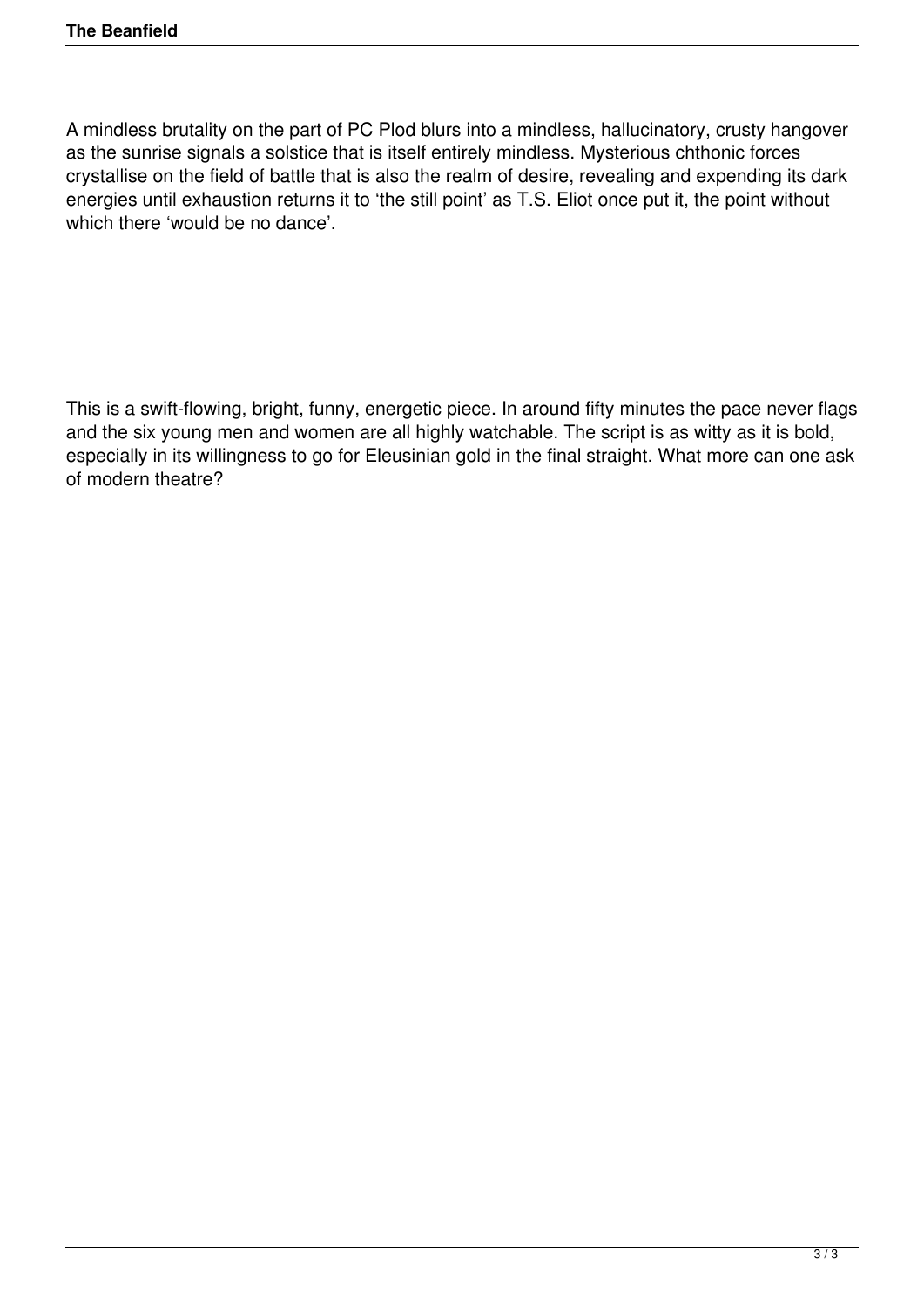A mindless brutality on the part of PC Plod blurs into a mindless, hallucinatory, crusty hangover as the sunrise signals a solstice that is itself entirely mindless. Mysterious chthonic forces crystallise on the field of battle that is also the realm of desire, revealing and expending its dark energies until exhaustion returns it to 'the still point' as T.S. Eliot once put it, the point without which there 'would be no dance'.

This is a swift-flowing, bright, funny, energetic piece. In around fifty minutes the pace never flags and the six young men and women are all highly watchable. The script is as witty as it is bold, especially in its willingness to go for Eleusinian gold in the final straight. What more can one ask of modern theatre?